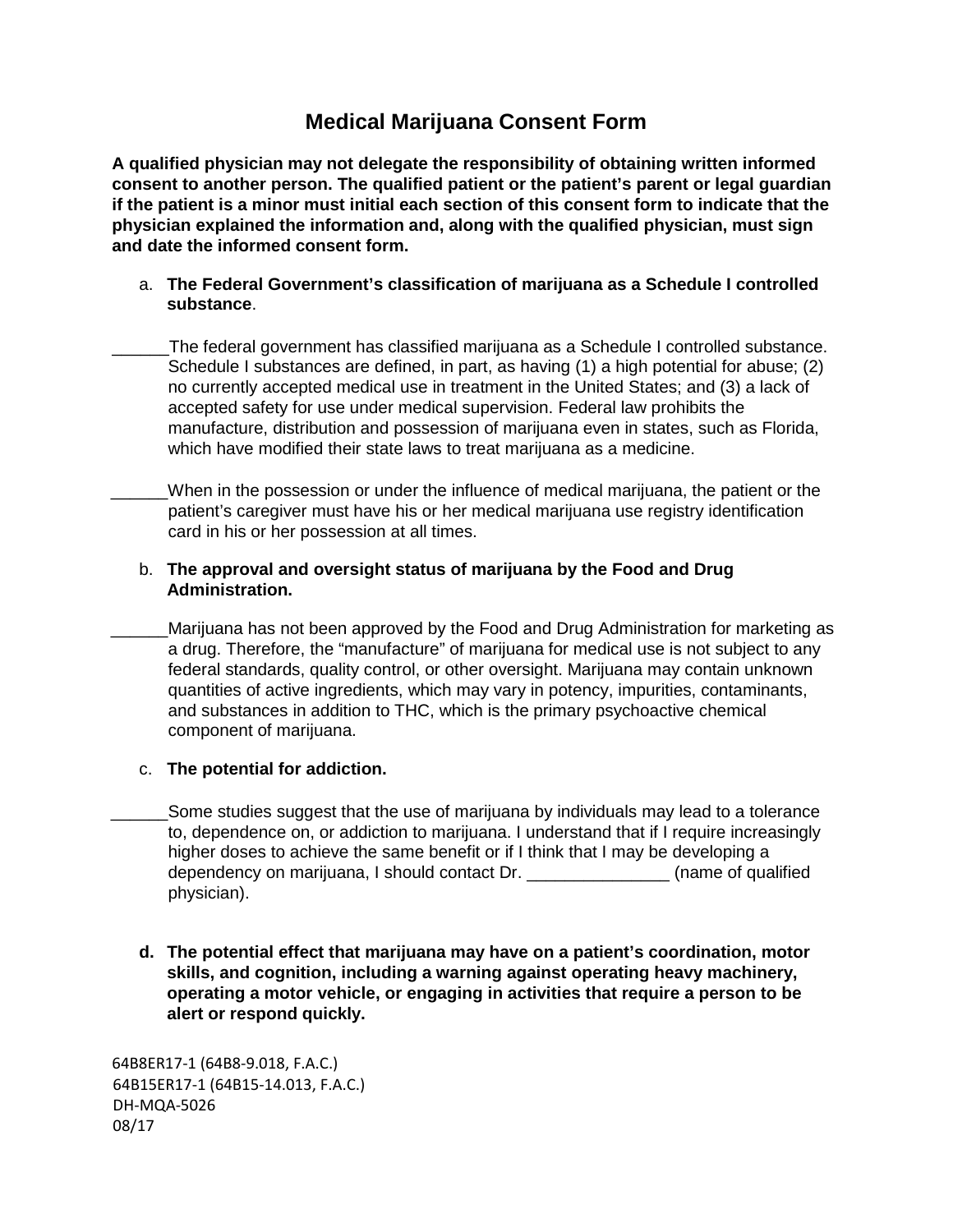# Medical Marijuana Consent Form

**A qualified physician may not delegate the responsibility of obtaining written informed consent to another person. The qualified patient or the patient's parent or legal guardian if the patient is a minor must initial each section of this consent form to indicate that the physician explained the information and, along with the qualified physician, must sign and date the informed consent form.**

a. **The Federal Government's classification of marijuana as a Schedule I controlled substance**.

______The federal government has classified marijuana as a Schedule I controlled substance. Schedule I substances are defined, in part, as having (1) a high potential for abuse; (2) no currently accepted medical use in treatment in the United States; and (3) a lack of accepted safety for use under medical supervision. Federal law prohibits the manufacture, distribution and possession of marijuana even in states, such as Florida, which have modified their state laws to treat marijuana as a medicine.

______When in the possession or under the influence of medical marijuana, the patient or the patient's caregiver must have his or her medical marijuana use registry identification card in his or her possession at all times.

b. **The approval and oversight status of marijuana by the Food and Drug Administration.**

______Marijuana has not been approved by the Food and Drug Administration for marketing as a drug. Therefore, the "manufacture" of marijuana for medical use is not subject to any federal standards, quality control, or other oversight. Marijuana may contain unknown quantities of active ingredients, which may vary in potency, impurities, contaminants, and substances in addition to THC, which is the primary psychoactive chemical component of marijuana.

c. **The potential for addiction.**

______Some studies suggest that the use of marijuana by individuals may lead to a tolerance to, dependence on, or addiction to marijuana. I understand that if I require increasingly higher doses to achieve the same benefit or if I think that I may be developing a dependency on marijuana, I should contact Dr. _______________ (name of qualified physician).

d. **The potential effect that marijuana may have on a patient's coordination, motor skills, and cognition, including a warning against operating heavy machinery, operating a motor vehicle, or engaging in activities that require a person to be alert or respond quickly.**

64B8ER17-1 (64B8-9.018, F.A.C.)
64B15ER17-1 (64B15-14.013, F.A.C.)
DH-MQA-5026
08/17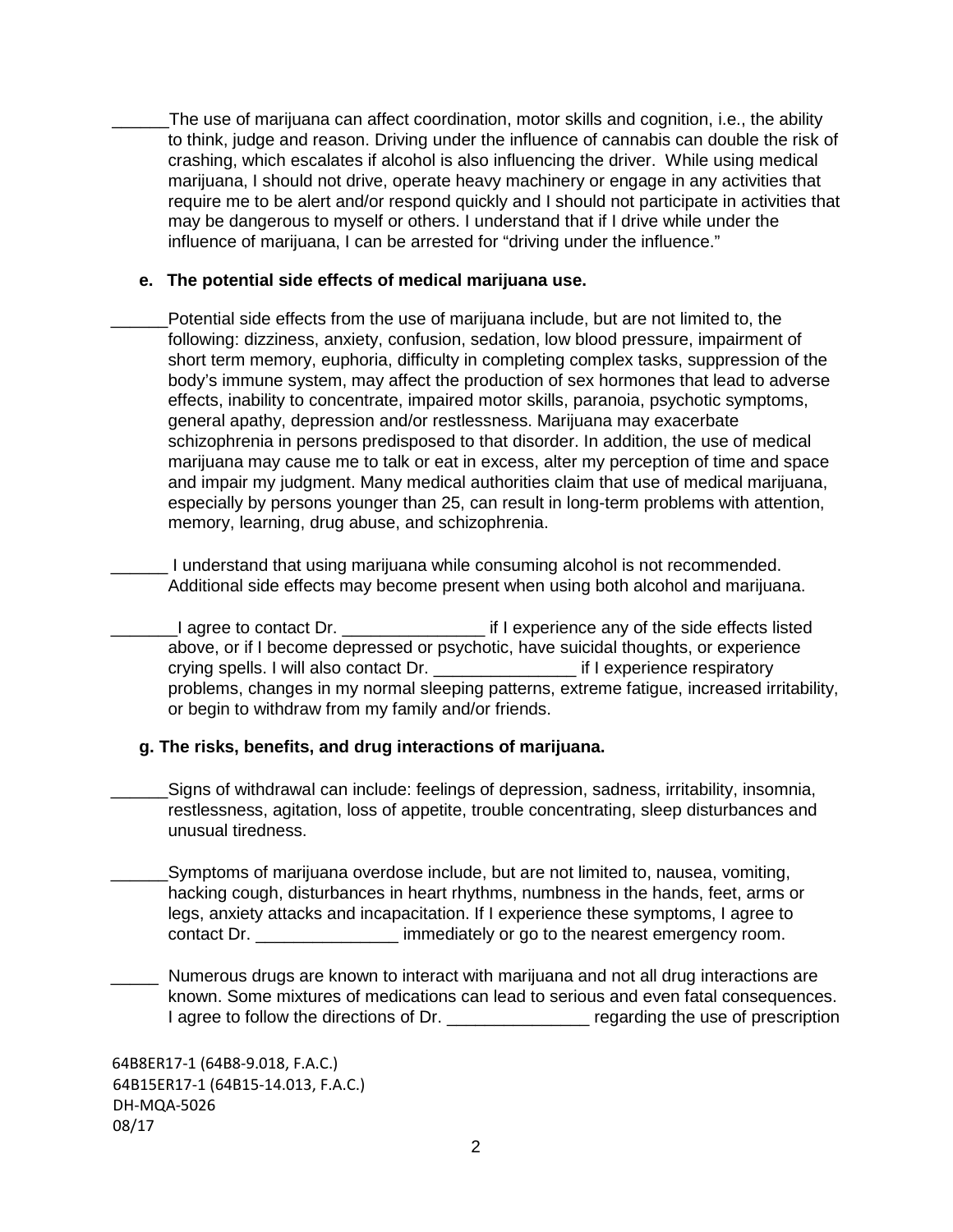\_\_\_\_\_\_The use of marijuana can affect coordination, motor skills and cognition, i.e., the ability to think, judge and reason. Driving under the influence of cannabis can double the risk of crashing, which escalates if alcohol is also influencing the driver. While using medical marijuana, I should not drive, operate heavy machinery or engage in any activities that require me to be alert and/or respond quickly and I should not participate in activities that may be dangerous to myself or others. I understand that if I drive while under the influence of marijuana, I can be arrested for "driving under the influence."

**e. The potential side effects of medical marijuana use.**

\_\_\_\_\_\_Potential side effects from the use of marijuana include, but are not limited to, the following: dizziness, anxiety, confusion, sedation, low blood pressure, impairment of short term memory, euphoria, difficulty in completing complex tasks, suppression of the body's immune system, may affect the production of sex hormones that lead to adverse effects, inability to concentrate, impaired motor skills, paranoia, psychotic symptoms, general apathy, depression and/or restlessness. Marijuana may exacerbate schizophrenia in persons predisposed to that disorder. In addition, the use of medical marijuana may cause me to talk or eat in excess, alter my perception of time and space and impair my judgment. Many medical authorities claim that use of medical marijuana, especially by persons younger than 25, can result in long-term problems with attention, memory, learning, drug abuse, and schizophrenia.

\_\_\_\_\_\_ I understand that using marijuana while consuming alcohol is not recommended. Additional side effects may become present when using both alcohol and marijuana.

\_\_\_\_\_\_\_I agree to contact Dr. \_\_\_\_\_\_\_\_\_\_\_\_\_\_\_ if I experience any of the side effects listed above, or if I become depressed or psychotic, have suicidal thoughts, or experience crying spells. I will also contact Dr. \_\_\_\_\_\_\_\_\_\_\_\_\_\_\_ if I experience respiratory problems, changes in my normal sleeping patterns, extreme fatigue, increased irritability, or begin to withdraw from my family and/or friends.

**g. The risks, benefits, and drug interactions of marijuana.**

\_\_\_\_\_\_Signs of withdrawal can include: feelings of depression, sadness, irritability, insomnia, restlessness, agitation, loss of appetite, trouble concentrating, sleep disturbances and unusual tiredness.

\_\_\_\_\_\_Symptoms of marijuana overdose include, but are not limited to, nausea, vomiting, hacking cough, disturbances in heart rhythms, numbness in the hands, feet, arms or legs, anxiety attacks and incapacitation. If I experience these symptoms, I agree to contact Dr. \_\_\_\_\_\_\_\_\_\_\_\_\_\_\_ immediately or go to the nearest emergency room.

\_\_\_\_\_ Numerous drugs are known to interact with marijuana and not all drug interactions are known. Some mixtures of medications can lead to serious and even fatal consequences. I agree to follow the directions of Dr. \_\_\_\_\_\_\_\_\_\_\_\_\_\_\_ regarding the use of prescription

64B8ER17-1 (64B8-9.018, F.A.C.)
64B15ER17-1 (64B15-14.013, F.A.C.)
DH-MQA-5026
08/17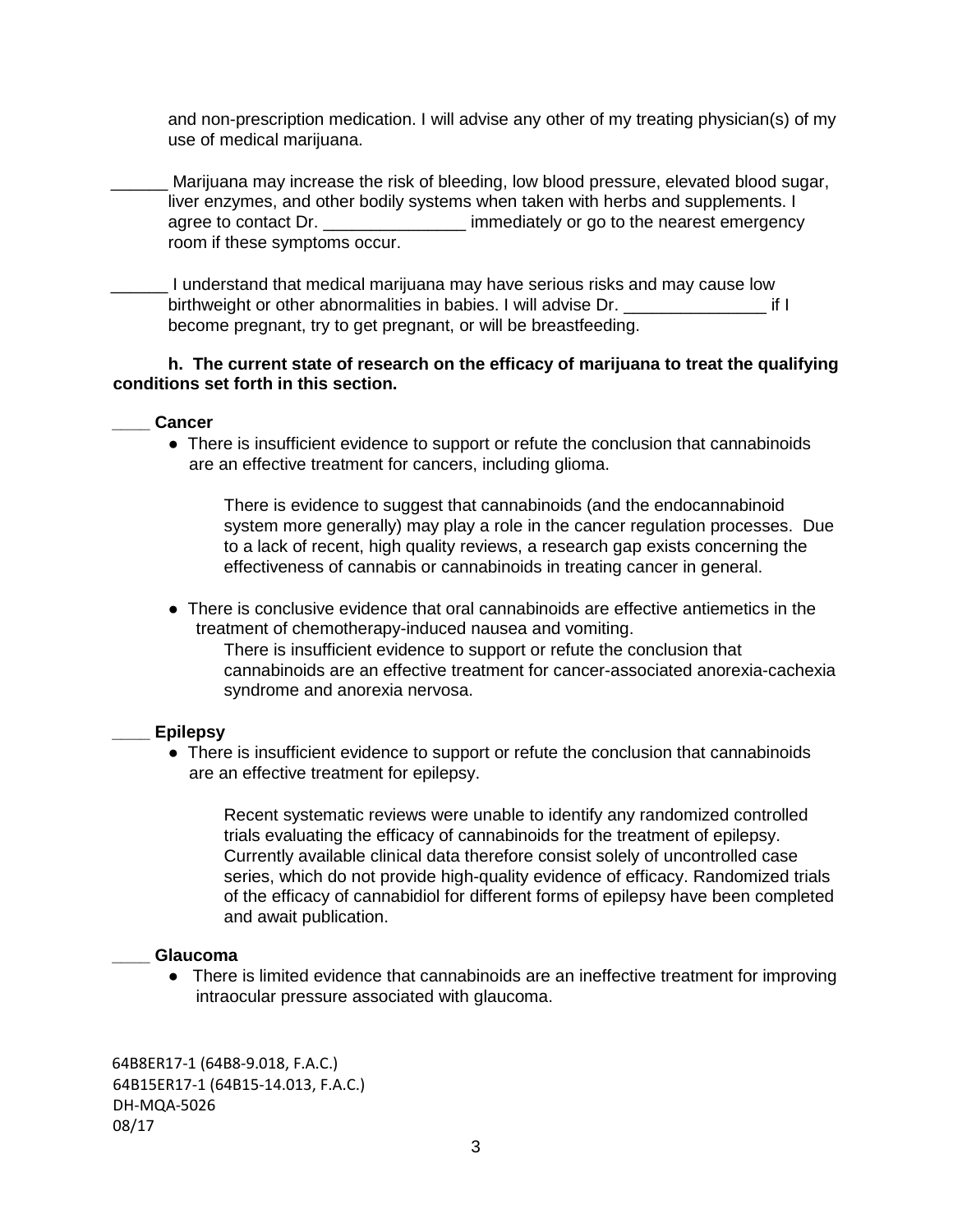and non-prescription medication. I will advise any other of my treating physician(s) of my use of medical marijuana.

______ Marijuana may increase the risk of bleeding, low blood pressure, elevated blood sugar, liver enzymes, and other bodily systems when taken with herbs and supplements. I agree to contact Dr. _______________ immediately or go to the nearest emergency room if these symptoms occur.

______ I understand that medical marijuana may have serious risks and may cause low birthweight or other abnormalities in babies. I will advise Dr. _______________ if I become pregnant, try to get pregnant, or will be breastfeeding.

**h. The current state of research on the efficacy of marijuana to treat the qualifying conditions set forth in this section.**

____ **Cancer**

- There is insufficient evidence to support or refute the conclusion that cannabinoids are an effective treatment for cancers, including glioma.

  There is evidence to suggest that cannabinoids (and the endocannabinoid system more generally) may play a role in the cancer regulation processes. Due to a lack of recent, high quality reviews, a research gap exists concerning the effectiveness of cannabis or cannabinoids in treating cancer in general.

- There is conclusive evidence that oral cannabinoids are effective antiemetics in the treatment of chemotherapy-induced nausea and vomiting.

  There is insufficient evidence to support or refute the conclusion that cannabinoids are an effective treatment for cancer-associated anorexia-cachexia syndrome and anorexia nervosa.

____ **Epilepsy**

- There is insufficient evidence to support or refute the conclusion that cannabinoids are an effective treatment for epilepsy.

  Recent systematic reviews were unable to identify any randomized controlled trials evaluating the efficacy of cannabinoids for the treatment of epilepsy. Currently available clinical data therefore consist solely of uncontrolled case series, which do not provide high-quality evidence of efficacy. Randomized trials of the efficacy of cannabidiol for different forms of epilepsy have been completed and await publication.

____ **Glaucoma**

- There is limited evidence that cannabinoids are an ineffective treatment for improving intraocular pressure associated with glaucoma.

64B8ER17-1 (64B8-9.018, F.A.C.)
64B15ER17-1 (64B15-14.013, F.A.C.)
DH-MQA-5026
08/17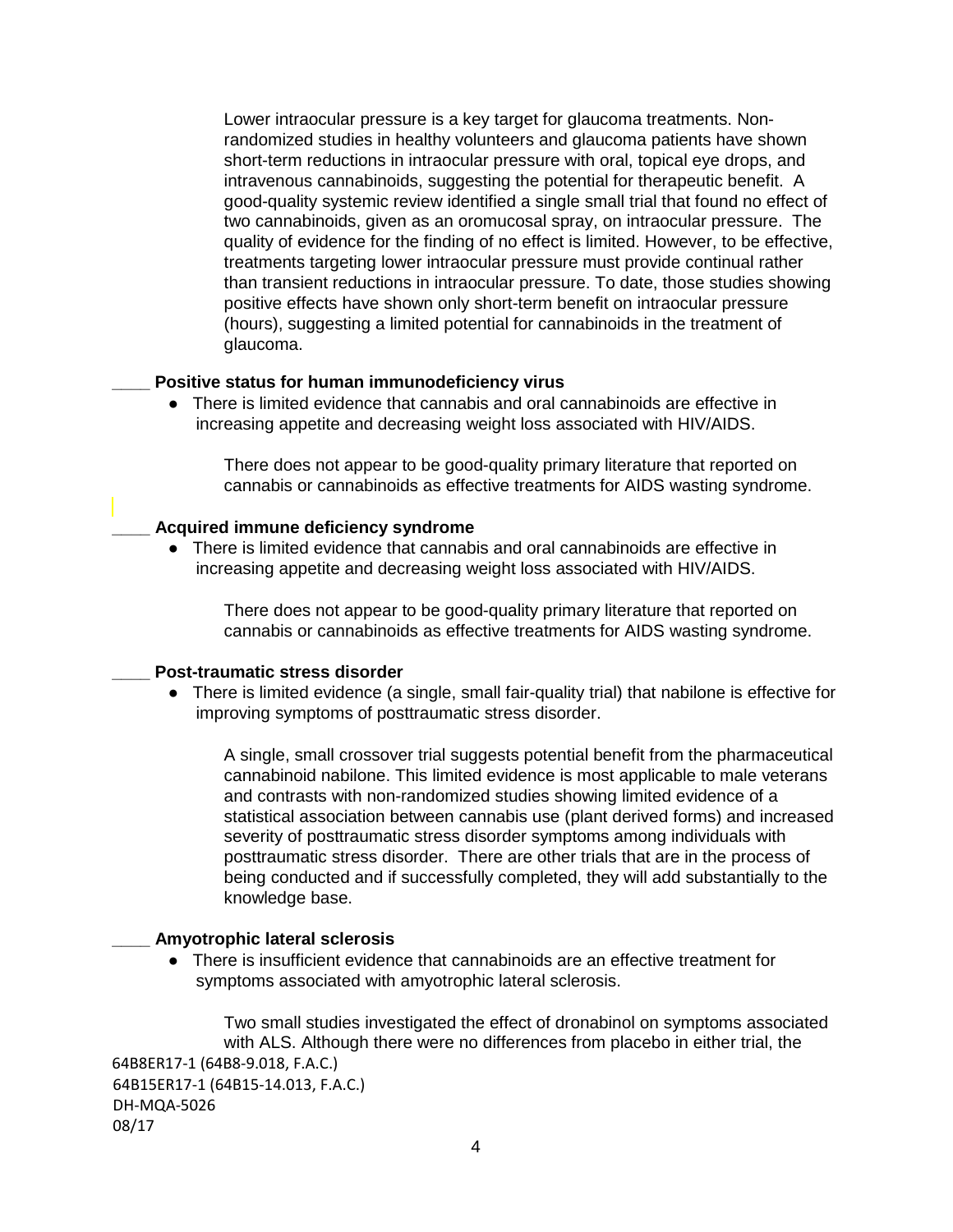Lower intraocular pressure is a key target for glaucoma treatments. Non-randomized studies in healthy volunteers and glaucoma patients have shown short-term reductions in intraocular pressure with oral, topical eye drops, and intravenous cannabinoids, suggesting the potential for therapeutic benefit. A good-quality systemic review identified a single small trial that found no effect of two cannabinoids, given as an oromucosal spray, on intraocular pressure. The quality of evidence for the finding of no effect is limited. However, to be effective, treatments targeting lower intraocular pressure must provide continual rather than transient reductions in intraocular pressure. To date, those studies showing positive effects have shown only short-term benefit on intraocular pressure (hours), suggesting a limited potential for cannabinoids in the treatment of glaucoma.

____ **Positive status for human immunodeficiency virus**

- There is limited evidence that cannabis and oral cannabinoids are effective in increasing appetite and decreasing weight loss associated with HIV/AIDS.

There does not appear to be good-quality primary literature that reported on cannabis or cannabinoids as effective treatments for AIDS wasting syndrome.

____ **Acquired immune deficiency syndrome**

- There is limited evidence that cannabis and oral cannabinoids are effective in increasing appetite and decreasing weight loss associated with HIV/AIDS.

There does not appear to be good-quality primary literature that reported on cannabis or cannabinoids as effective treatments for AIDS wasting syndrome.

____ **Post-traumatic stress disorder**

- There is limited evidence (a single, small fair-quality trial) that nabilone is effective for improving symptoms of posttraumatic stress disorder.

A single, small crossover trial suggests potential benefit from the pharmaceutical cannabinoid nabilone. This limited evidence is most applicable to male veterans and contrasts with non-randomized studies showing limited evidence of a statistical association between cannabis use (plant derived forms) and increased severity of posttraumatic stress disorder symptoms among individuals with posttraumatic stress disorder. There are other trials that are in the process of being conducted and if successfully completed, they will add substantially to the knowledge base.

____ **Amyotrophic lateral sclerosis**

- There is insufficient evidence that cannabinoids are an effective treatment for symptoms associated with amyotrophic lateral sclerosis.

Two small studies investigated the effect of dronabinol on symptoms associated with ALS. Although there were no differences from placebo in either trial, the

64B8ER17-1 (64B8-9.018, F.A.C.)
64B15ER17-1 (64B15-14.013, F.A.C.)
DH-MQA-5026
08/17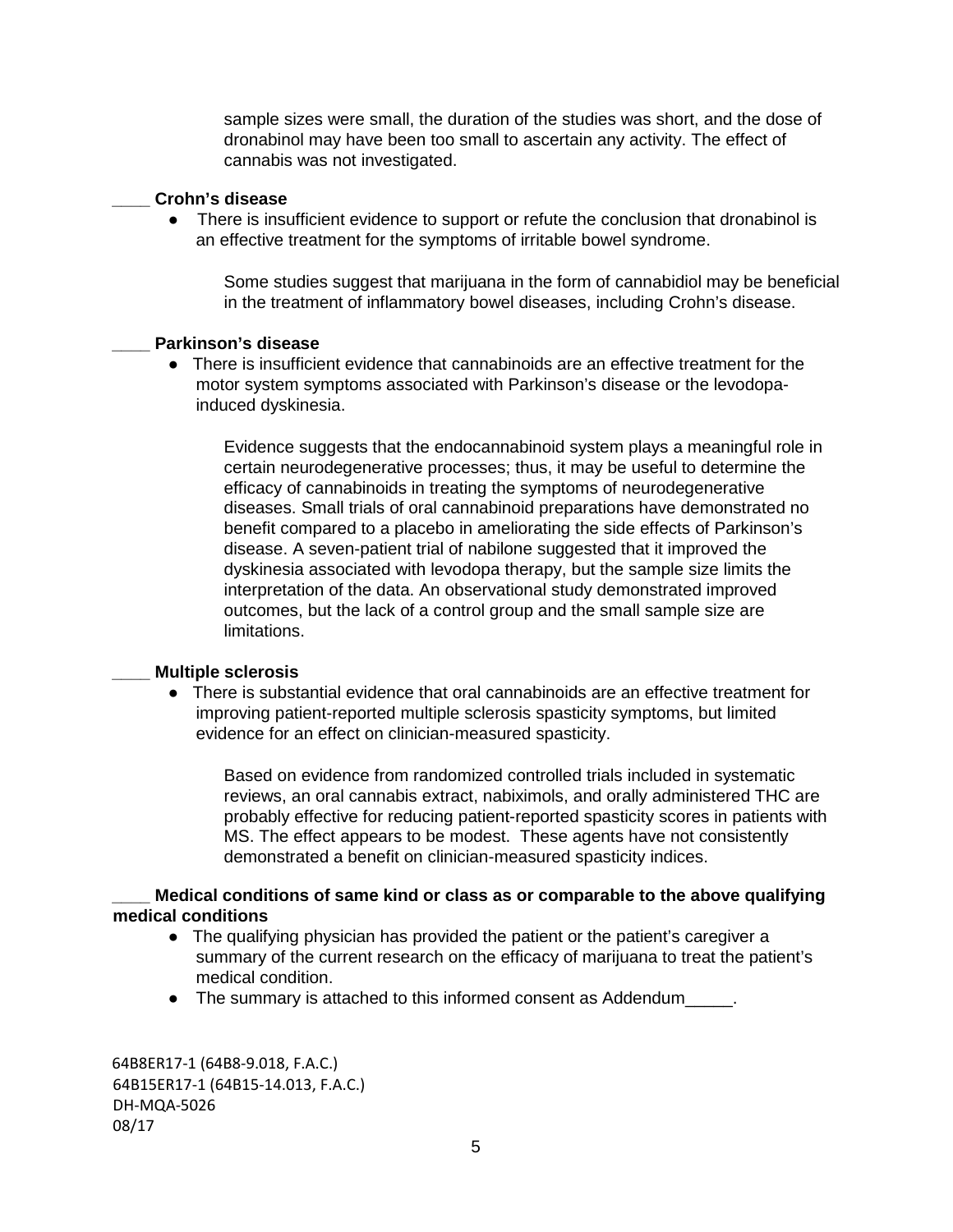sample sizes were small, the duration of the studies was short, and the dose of dronabinol may have been too small to ascertain any activity. The effect of cannabis was not investigated.

____ **Crohn's disease**

- There is insufficient evidence to support or refute the conclusion that dronabinol is an effective treatment for the symptoms of irritable bowel syndrome.

  Some studies suggest that marijuana in the form of cannabidiol may be beneficial in the treatment of inflammatory bowel diseases, including Crohn's disease.

____ **Parkinson's disease**

- There is insufficient evidence that cannabinoids are an effective treatment for the motor system symptoms associated with Parkinson's disease or the levodopa-induced dyskinesia.

  Evidence suggests that the endocannabinoid system plays a meaningful role in certain neurodegenerative processes; thus, it may be useful to determine the efficacy of cannabinoids in treating the symptoms of neurodegenerative diseases. Small trials of oral cannabinoid preparations have demonstrated no benefit compared to a placebo in ameliorating the side effects of Parkinson's disease. A seven-patient trial of nabilone suggested that it improved the dyskinesia associated with levodopa therapy, but the sample size limits the interpretation of the data. An observational study demonstrated improved outcomes, but the lack of a control group and the small sample size are limitations.

____ **Multiple sclerosis**

- There is substantial evidence that oral cannabinoids are an effective treatment for improving patient-reported multiple sclerosis spasticity symptoms, but limited evidence for an effect on clinician-measured spasticity.

  Based on evidence from randomized controlled trials included in systematic reviews, an oral cannabis extract, nabiximols, and orally administered THC are probably effective for reducing patient-reported spasticity scores in patients with MS. The effect appears to be modest. These agents have not consistently demonstrated a benefit on clinician-measured spasticity indices.

____ **Medical conditions of same kind or class as or comparable to the above qualifying medical conditions**

- The qualifying physician has provided the patient or the patient's caregiver a summary of the current research on the efficacy of marijuana to treat the patient's medical condition.
- The summary is attached to this informed consent as Addendum_____.

64B8ER17-1 (64B8-9.018, F.A.C.)
64B15ER17-1 (64B15-14.013, F.A.C.)
DH-MQA-5026
08/17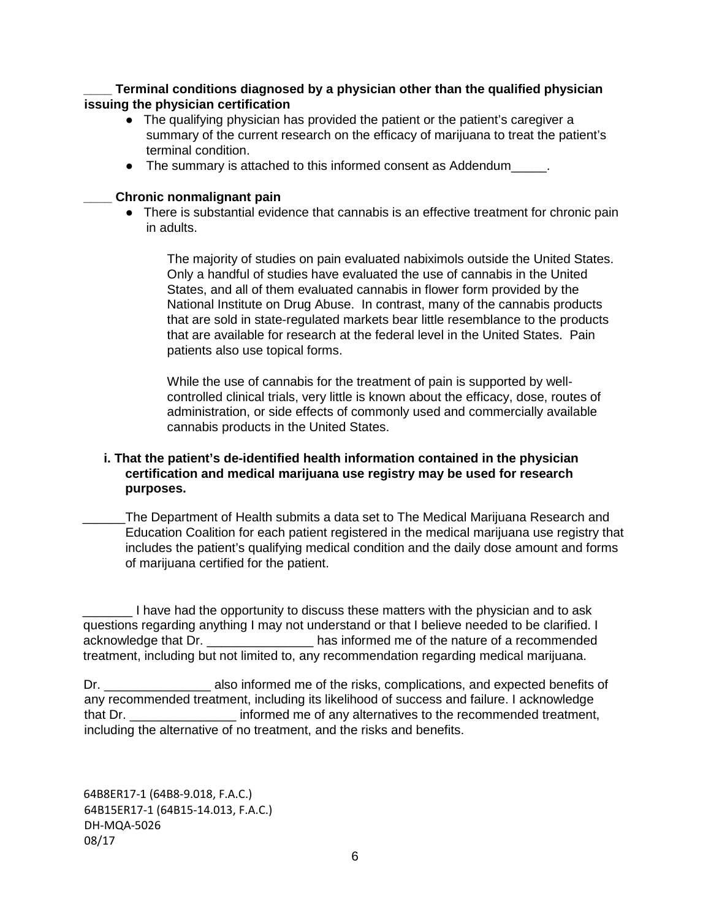**____ Terminal conditions diagnosed by a physician other than the qualified physician issuing the physician certification**

- The qualifying physician has provided the patient or the patient's caregiver a summary of the current research on the efficacy of marijuana to treat the patient's terminal condition.
- The summary is attached to this informed consent as Addendum_____.

**____ Chronic nonmalignant pain**

- There is substantial evidence that cannabis is an effective treatment for chronic pain in adults.

  The majority of studies on pain evaluated nabiximols outside the United States. Only a handful of studies have evaluated the use of cannabis in the United States, and all of them evaluated cannabis in flower form provided by the National Institute on Drug Abuse. In contrast, many of the cannabis products that are sold in state-regulated markets bear little resemblance to the products that are available for research at the federal level in the United States. Pain patients also use topical forms.

  While the use of cannabis for the treatment of pain is supported by well-controlled clinical trials, very little is known about the efficacy, dose, routes of administration, or side effects of commonly used and commercially available cannabis products in the United States.

**i. That the patient's de-identified health information contained in the physician certification and medical marijuana use registry may be used for research purposes.**

______The Department of Health submits a data set to The Medical Marijuana Research and Education Coalition for each patient registered in the medical marijuana use registry that includes the patient's qualifying medical condition and the daily dose amount and forms of marijuana certified for the patient.

_______ I have had the opportunity to discuss these matters with the physician and to ask questions regarding anything I may not understand or that I believe needed to be clarified. I acknowledge that Dr. _______________ has informed me of the nature of a recommended treatment, including but not limited to, any recommendation regarding medical marijuana.

Dr. _______________ also informed me of the risks, complications, and expected benefits of any recommended treatment, including its likelihood of success and failure. I acknowledge that Dr. _______________ informed me of any alternatives to the recommended treatment, including the alternative of no treatment, and the risks and benefits.

64B8ER17-1 (64B8-9.018, F.A.C.)
64B15ER17-1 (64B15-14.013, F.A.C.)
DH-MQA-5026
08/17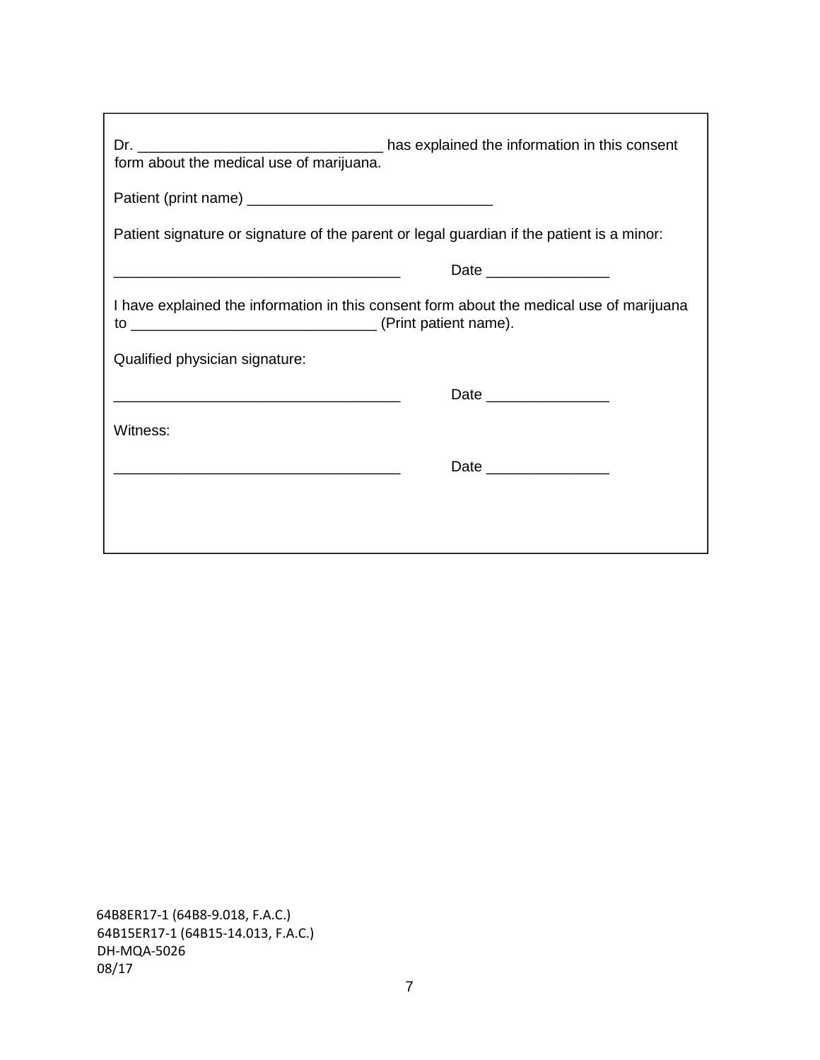Dr. ______________________________ has explained the information in this consent form about the medical use of marijuana.

Patient (print name) ______________________________

Patient signature or signature of the parent or legal guardian if the patient is a minor:

___________________________________ Date _______________

I have explained the information in this consent form about the medical use of marijuana to ______________________________ (Print patient name).

Qualified physician signature:

___________________________________ Date _______________

Witness:

___________________________________ Date _______________

64B8ER17-1 (64B8-9.018, F.A.C.)
64B15ER17-1 (64B15-14.013, F.A.C.)
DH-MQA-5026
08/17